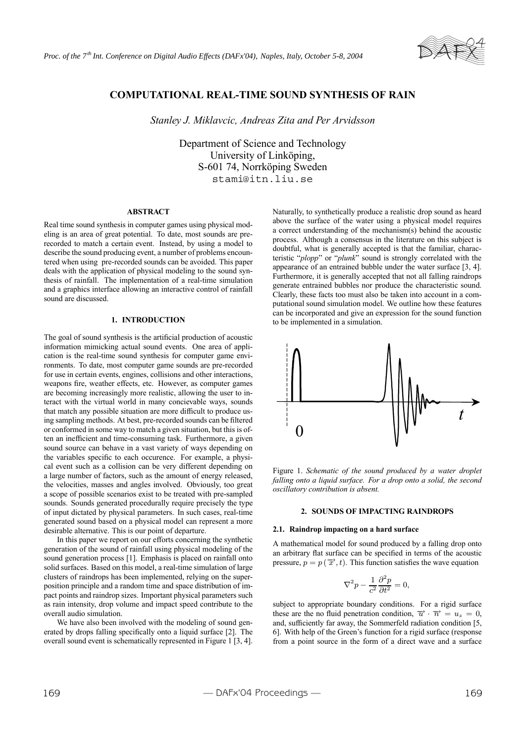# COMPUTATIONAL REAL-TIME SOUND SYNTHESIS OF RAIN

*Stanley J. Miklavcic, Andreas Zita and Per Arvidsson*

Department of Science and Technology
University of Linköping,
S-601 74, Norrköping Sweden
stami@itn.liu.se

### ABSTRACT

Real time sound synthesis in computer games using physical modeling is an area of great potential. To date, most sounds are prerecorded to match a certain event. Instead, by using a model to describe the sound producing event, a number of problems encountered when using pre-recorded sounds can be avoided. This paper deals with the application of physical modeling to the sound synthesis of rainfall. The implementation of a real-time simulation and a graphics interface allowing an interactive control of rainfall sound are discussed.

## 1. INTRODUCTION

The goal of sound synthesis is the artificial production of acoustic information mimicking actual sound events. One area of application is the real-time sound synthesis for computer game environments. To date, most computer game sounds are pre-recorded for use in certain events, engines, collisions and other interactions, weapons fire, weather effects, etc. However, as computer games are becoming increasingly more realistic, allowing the user to interact with the virtual world in many concievable ways, sounds that match any possible situation are more difficult to produce using sampling methods. At best, pre-recorded sounds can be filtered or conformed in some way to match a given situation, but this is often an inefficient and time-consuming task. Furthermore, a given sound source can behave in a vast variety of ways depending on the variables specific to each occurence. For example, a physical event such as a collision can be very different depending on a large number of factors, such as the amount of energy released, the velocities, masses and angles involved. Obviously, too great a scope of possible scenarios exist to be treated with pre-sampled sounds. Sounds generated procedurally require precisely the type of input dictated by physical parameters. In such cases, real-time generated sound based on a physical model can represent a more desirable alternative. This is our point of departure.

In this paper we report on our efforts concerning the synthetic generation of the sound of rainfall using physical modeling of the sound generation process [1]. Emphasis is placed on rainfall onto solid surfaces. Based on this model, a real-time simulation of large clusters of raindrops has been implemented, relying on the superposition principle and a random time and space distribution of impact points and raindrop sizes. Important physical parameters such as rain intensity, drop volume and impact speed contribute to the overall audio simulation.

We have also been involved with the modeling of sound generated by drops falling specifically onto a liquid surface [2]. The overall sound event is schematically represented in Figure 1 [3, 4].

Naturally, to synthetically produce a realistic drop sound as heard above the surface of the water using a physical model requires a correct understanding of the mechanism(s) behind the acoustic process. Although a consensus in the literature on this subject is doubtful, what is generally accepted is that the familiar, characteristic "*plopp*" or "*plunk*" sound is strongly correlated with the appearance of an entrained bubble under the water surface [3, 4]. Furthermore, it is generally accepted that not all falling raindrops generate entrained bubbles nor produce the characteristic sound. Clearly, these facts too must also be taken into account in a computational sound simulation model. We outline how these features can be incorporated and give an expression for the sound function to be implemented in a simulation.

t

0

Figure 1. *Schematic of the sound produced by a water droplet falling onto a liquid surface. For a drop onto a solid, the second oscillatory contribution is absent.*

## 2. SOUNDS OF IMPACTING RAINDROPS

### 2.1. Raindrop impacting on a hard surface

A mathematical model for sound produced by a falling drop onto an arbitrary flat surface can be specified in terms of the acoustic pressure, $p = p(\vec{x}, t)$. This function satisfies the wave equation

$$\nabla^2 p - \frac{1}{c^2}\frac{\partial^2 p}{\partial t^2} = 0,$$

subject to appropriate boundary conditions. For a rigid surface these are the no fluid penetration condition, $\vec{u} \cdot \vec{n} = u_z = 0$, and, sufficiently far away, the Sommerfeld radiation condition [5, 6]. With help of the Green's function for a rigid surface (response from a point source in the form of a direct wave and a surface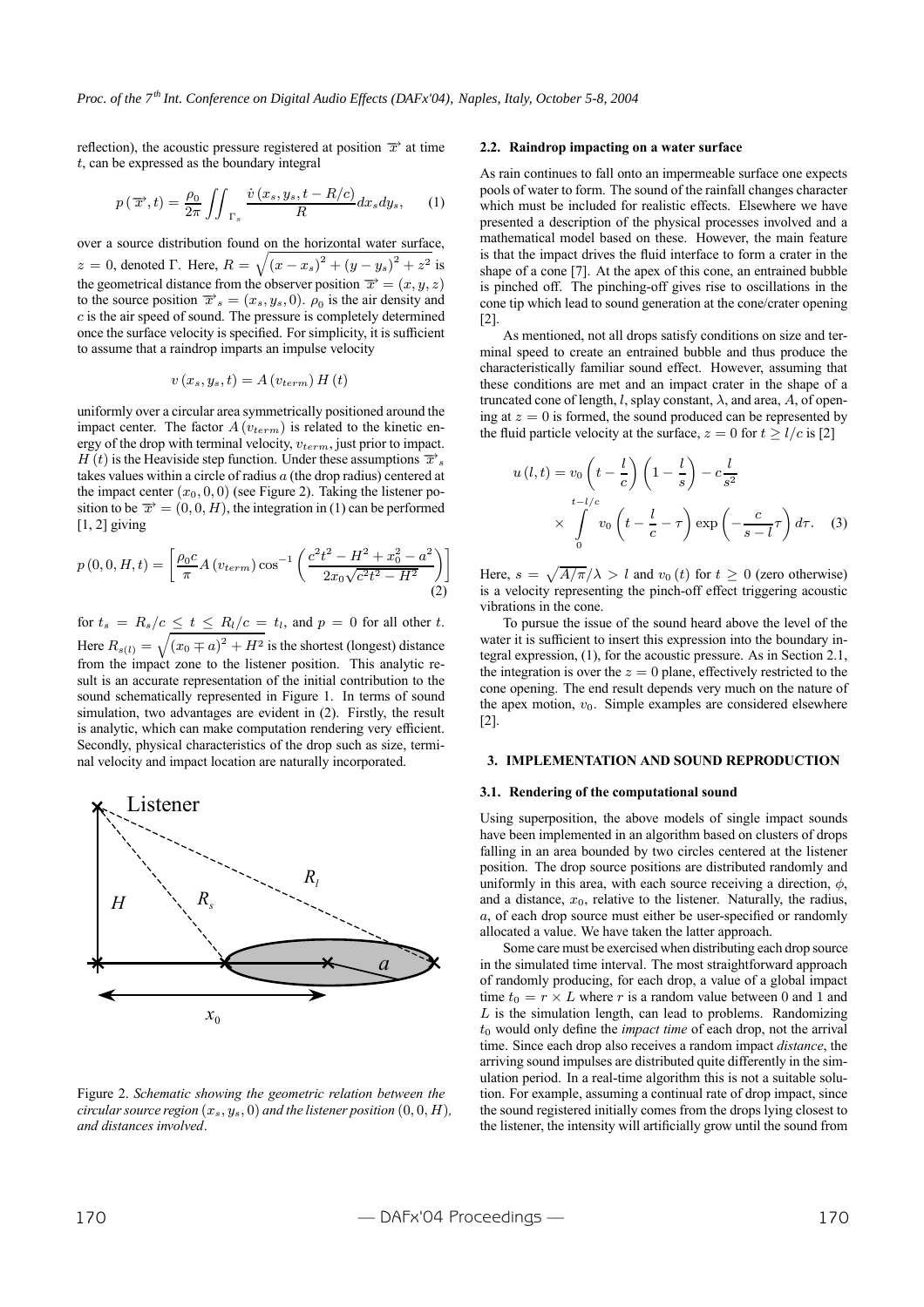reflection), the acoustic pressure registered at position $\vec{x}$ at time $t$, can be expressed as the boundary integral

$$p(\vec{x}, t) = \frac{\rho_0}{2\pi} \iint_{\Gamma_s} \frac{\dot{v}(x_s, y_s, t - R/c)}{R} dx_s dy_s, \quad (1)$$

over a source distribution found on the horizontal water surface, $z = 0$, denoted $\Gamma$. Here, $R = \sqrt{(x - x_s)^2 + (y - y_s)^2 + z^2}$ is the geometrical distance from the observer position $\vec{x} = (x, y, z)$ to the source position $\vec{x}_s = (x_s, y_s, 0)$. $\rho_0$ is the air density and $c$ is the air speed of sound. The pressure is completely determined once the surface velocity is specified. For simplicity, it is sufficient to assume that a raindrop imparts an impulse velocity

$$v(x_s, y_s, t) = A(v_{term}) H(t)$$

uniformly over a circular area symmetrically positioned around the impact center. The factor $A(v_{term})$ is related to the kinetic energy of the drop with terminal velocity, $v_{term}$, just prior to impact. $H(t)$ is the Heaviside step function. Under these assumptions $\vec{x}_s$ takes values within a circle of radius $a$ (the drop radius) centered at the impact center $(x_0, 0, 0)$ (see Figure 2). Taking the listener position to be $\vec{x} = (0, 0, H)$, the integration in (1) can be performed [1, 2] giving

$$p(0, 0, H, t) = \left[\frac{\rho_0 c}{\pi} A(v_{term}) \cos^{-1}\left(\frac{c^2 t^2 - H^2 + x_0^2 - a^2}{2 x_0 \sqrt{c^2 t^2 - H^2}}\right)\right] \quad (2)$$

for $t_s = R_s/c \leq t \leq R_l/c = t_l$, and $p = 0$ for all other $t$. Here $R_{s(l)} = \sqrt{(x_0 \mp a)^2 + H^2}$ is the shortest (longest) distance from the impact zone to the listener position. This analytic result is an accurate representation of the initial contribution to the sound schematically represented in Figure 1. In terms of sound simulation, two advantages are evident in (2). Firstly, the result is analytic, which can make computation rendering very efficient. Secondly, physical characteristics of the drop such as size, terminal velocity and impact location are naturally incorporated.

Listener

$H$

$R_s$

$R_l$

$a$

$x_0$

Figure 2. *Schematic showing the geometric relation between the circular source region $(x_s, y_s, 0)$ and the listener position $(0, 0, H)$, and distances involved.*

### 2.2. Raindrop impacting on a water surface

As rain continues to fall onto an impermeable surface one expects pools of water to form. The sound of the rainfall changes character which must be included for realistic effects. Elsewhere we have presented a description of the physical processes involved and a mathematical model based on these. However, the main feature is that the impact drives the fluid interface to form a crater in the shape of a cone [7]. At the apex of this cone, an entrained bubble is pinched off. The pinching-off gives rise to oscillations in the cone tip which lead to sound generation at the cone/crater opening [2].

As mentioned, not all drops satisfy conditions on size and terminal speed to create an entrained bubble and thus produce the characteristically familiar sound effect. However, assuming that these conditions are met and an impact crater in the shape of a truncated cone of length, $l$, splay constant, $\lambda$, and area, $A$, of opening at $z = 0$ is formed, the sound produced can be represented by the fluid particle velocity at the surface, $z = 0$ for $t \geq l/c$ is [2]

$$u(l, t) = v_0\left(t - \frac{l}{c}\right)\left(1 - \frac{l}{s}\right) - c\frac{l}{s^2} \times \int_0^{t - l/c} v_0\left(t - \frac{l}{c} - \tau\right) \exp\left(-\frac{c}{s - l}\tau\right) d\tau. \quad (3)$$

Here, $s = \sqrt{A/\pi}/\lambda > l$ and $v_0(t)$ for $t \geq 0$ (zero otherwise) is a velocity representing the pinch-off effect triggering acoustic vibrations in the cone.

To pursue the issue of the sound heard above the level of the water it is sufficient to insert this expression into the boundary integral expression, (1), for the acoustic pressure. As in Section 2.1, the integration is over the $z = 0$ plane, effectively restricted to the cone opening. The end result depends very much on the nature of the apex motion, $v_0$. Simple examples are considered elsewhere [2].

## 3. IMPLEMENTATION AND SOUND REPRODUCTION

### 3.1. Rendering of the computational sound

Using superposition, the above models of single impact sounds have been implemented in an algorithm based on clusters of drops falling in an area bounded by two circles centered at the listener position. The drop source positions are distributed randomly and uniformly in this area, with each source receiving a direction, $\phi$, and a distance, $x_0$, relative to the listener. Naturally, the radius, $a$, of each drop source must either be user-specified or randomly allocated a value. We have taken the latter approach.

Some care must be exercised when distributing each drop source in the simulated time interval. The most straightforward approach of randomly producing, for each drop, a value of a global impact time $t_0 = r \times L$ where $r$ is a random value between 0 and 1 and $L$ is the simulation length, can lead to problems. Randomizing $t_0$ would only define the *impact time* of each drop, not the arrival time. Since each drop also receives a random impact *distance*, the arriving sound impulses are distributed quite differently in the simulation period. In a real-time algorithm this is not a suitable solution. For example, assuming a continual rate of drop impact, since the sound registered initially comes from the drops lying closest to the listener, the intensity will artificially grow until the sound from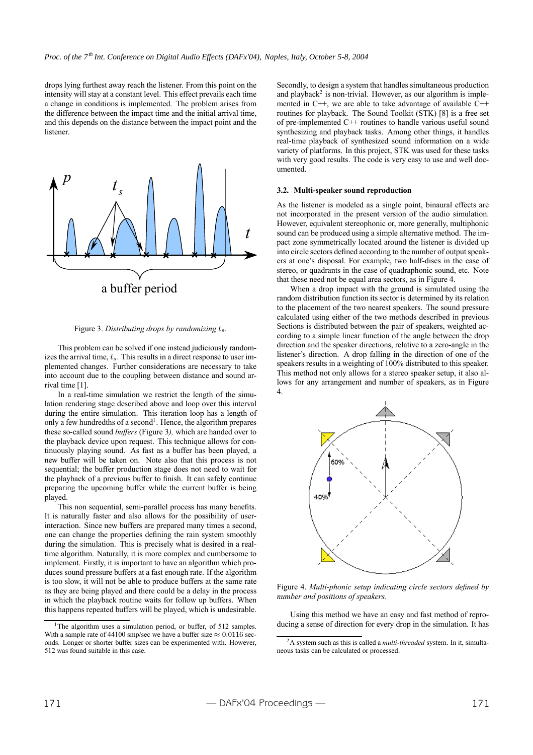drops lying furthest away reach the listener. From this point on the intensity will stay at a constant level. This effect prevails each time a change in conditions is implemented. The problem arises from the difference between the impact time and the initial arrival time, and this depends on the distance between the impact point and the listener.

Figure 3. *Distributing drops by randomizing $t_s$.*

This problem can be solved if one instead judiciously randomizes the arrival time, $t_s$. This results in a direct response to user implemented changes. Further considerations are necessary to take into account due to the coupling between distance and sound arrival time [1].

In a real-time simulation we restrict the length of the simulation rendering stage described above and loop over this interval during the entire simulation. This iteration loop has a length of only a few hundredths of a second[1]. Hence, the algorithm prepares these so-called sound *buffers* (Figure 3), which are handed over to the playback device upon request. This technique allows for continuously playing sound. As fast as a buffer has been played, a new buffer will be taken on. Note also that this process is not sequential; the buffer production stage does not need to wait for the playback of a previous buffer to finish. It can safely continue preparing the upcoming buffer while the current buffer is being played.

This non sequential, semi-parallel process has many benefits. It is naturally faster and also allows for the possibility of user-interaction. Since new buffers are prepared many times a second, one can change the properties defining the rain system smoothly during the simulation. This is precisely what is desired in a real-time algorithm. Naturally, it is more complex and cumbersome to implement. Firstly, it is important to have an algorithm which produces sound pressure buffers at a fast enough rate. If the algorithm is too slow, it will not be able to produce buffers at the same rate as they are being played and there could be a delay in the process in which the playback routine waits for follow up buffers. When this happens repeated buffers will be played, which is undesirable.

[1] The algorithm uses a simulation period, or buffer, of 512 samples. With a sample rate of 44100 smp/sec we have a buffer size $\approx 0.0116$ seconds. Longer or shorter buffer sizes can be experimented with. However, 512 was found suitable in this case.

Secondly, to design a system that handles simultaneous production and playback[2] is non-trivial. However, as our algorithm is implemented in C++, we are able to take advantage of available C++ routines for playback. The Sound Toolkit (STK) [8] is a free set of pre-implemented C++ routines to handle various useful sound synthesizing and playback tasks. Among other things, it handles real-time playback of synthesized sound information on a wide variety of platforms. In this project, STK was used for these tasks with very good results. The code is very easy to use and well documented.

### 3.2. Multi-speaker sound reproduction

As the listener is modeled as a single point, binaural effects are not incorporated in the present version of the audio simulation. However, equivalent stereophonic or, more generally, multiphonic sound can be produced using a simple alternative method. The impact zone symmetrically located around the listener is divided up into circle sectors defined according to the number of output speakers at one's disposal. For example, two half-discs in the case of stereo, or quadrants in the case of quadraphonic sound, etc. Note that these need not be equal area sectors, as in Figure 4.

When a drop impact with the ground is simulated using the random distribution function its sector is determined by its relation to the placement of the two nearest speakers. The sound pressure calculated using either of the two methods described in previous Sections is distributed between the pair of speakers, weighted according to a simple linear function of the angle between the drop direction and the speaker directions, relative to a zero-angle in the listener's direction. A drop falling in the direction of one of the speakers results in a weighting of 100% distributed to this speaker. This method not only allows for a stereo speaker setup, it also allows for any arrangement and number of speakers, as in Figure 4.

Figure 4. *Multi-phonic setup indicating circle sectors defined by number and positions of speakers.*

Using this method we have an easy and fast method of reproducing a sense of direction for every drop in the simulation. It has

[2] A system such as this is called a *multi-threaded* system. In it, simultaneous tasks can be calculated or processed.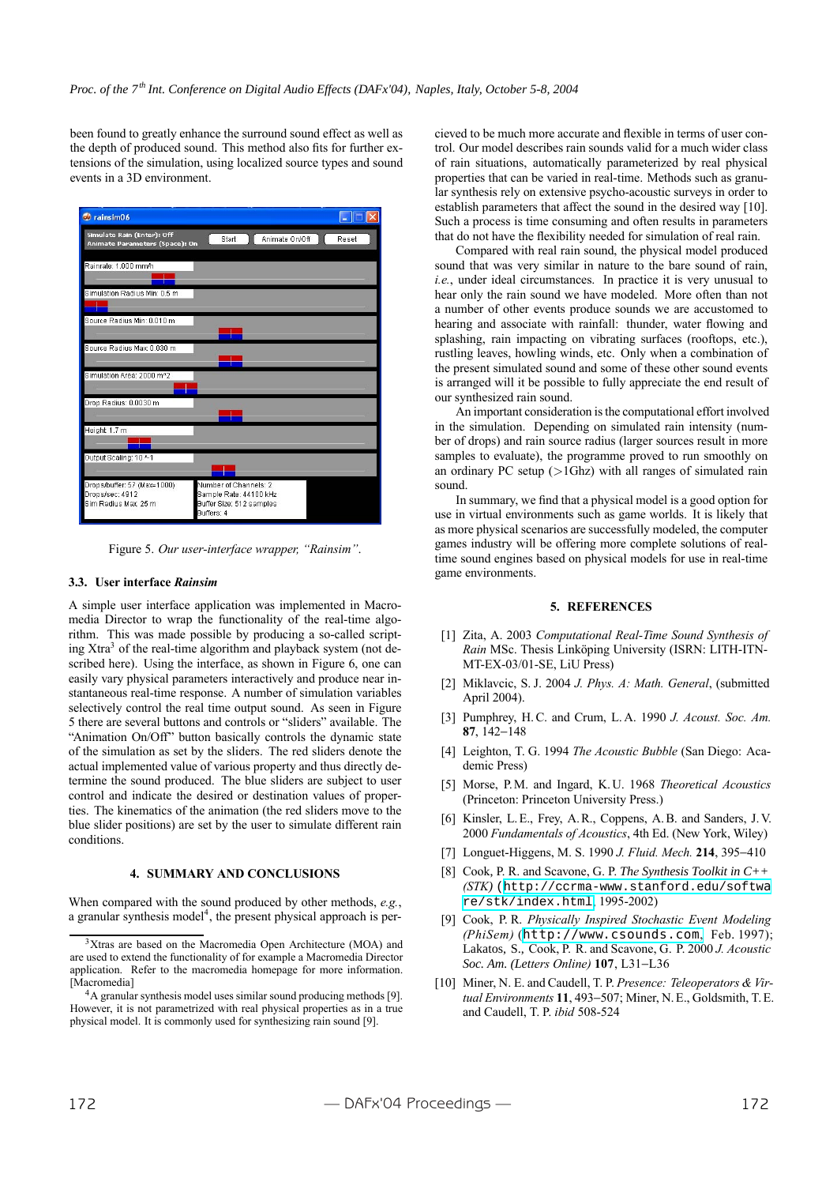been found to greatly enhance the surround sound effect as well as the depth of produced sound. This method also fits for further extensions of the simulation, using localized source types and sound events in a 3D environment.

Figure 5. *Our user-interface wrapper, "Rainsim".*

### 3.3. User interface *Rainsim*

A simple user interface application was implemented in Macromedia Director to wrap the functionality of the real-time algorithm. This was made possible by producing a so-called scripting Xtra[3] of the real-time algorithm and playback system (not described here). Using the interface, as shown in Figure 6, one can easily vary physical parameters interactively and produce near instantaneous real-time response. A number of simulation variables selectively control the real time output sound. As seen in Figure 5 there are several buttons and controls or "sliders" available. The "Animation On/Off" button basically controls the dynamic state of the simulation as set by the sliders. The red sliders denote the actual implemented value of various property and thus directly determine the sound produced. The blue sliders are subject to user control and indicate the desired or destination values of properties. The kinematics of the animation (the red sliders move to the blue slider positions) are set by the user to simulate different rain conditions.

## 4. SUMMARY AND CONCLUSIONS

When compared with the sound produced by other methods, *e.g.*, a granular synthesis model[4], the present physical approach is perceived to be much more accurate and flexible in terms of user control. Our model describes rain sounds valid for a much wider class of rain situations, automatically parameterized by real physical properties that can be varied in real-time. Methods such as granular synthesis rely on extensive psycho-acoustic surveys in order to establish parameters that affect the sound in the desired way [10]. Such a process is time consuming and often results in parameters that do not have the flexibility needed for simulation of real rain.

Compared with real rain sound, the physical model produced sound that was very similar in nature to the bare sound of rain, *i.e.*, under ideal circumstances. In practice it is very unusual to hear only the rain sound we have modeled. More often than not a number of other events produce sounds we are accustomed to hearing and associate with rainfall: thunder, water flowing and splashing, rain impacting on vibrating surfaces (rooftops, etc.), rustling leaves, howling winds, etc. Only when a combination of the present simulated sound and some of these other sound events is arranged will it be possible to fully appreciate the end result of our synthesized rain sound.

An important consideration is the computational effort involved in the simulation. Depending on simulated rain intensity (number of drops) and rain source radius (larger sources result in more samples to evaluate), the programme proved to run smoothly on an ordinary PC setup (>1Ghz) with all ranges of simulated rain sound.

In summary, we find that a physical model is a good option for use in virtual environments such as game worlds. It is likely that as more physical scenarios are successfully modeled, the computer games industry will be offering more complete solutions of real-time sound engines based on physical models for use in real-time game environments.

## 5. REFERENCES

[1] Zita, A. 2003 *Computational Real-Time Sound Synthesis of Rain* MSc. Thesis Linköping University (ISRN: LITH-ITN-MT-EX-03/01-SE, LiU Press)

[2] Miklavcic, S. J. 2004 *J. Phys. A: Math. General*, (submitted April 2004).

[3] Pumphrey, H. C. and Crum, L. A. 1990 *J. Acoust. Soc. Am.* **87**, 142–148

[4] Leighton, T. G. 1994 *The Acoustic Bubble* (San Diego: Academic Press)

[5] Morse, P. M. and Ingard, K. U. 1968 *Theoretical Acoustics* (Princeton: Princeton University Press.)

[6] Kinsler, L. E., Frey, A. R., Coppens, A. B. and Sanders, J. V. 2000 *Fundamentals of Acoustics*, 4th Ed. (New York, Wiley)

[7] Longuet-Higgens, M. S. 1990 *J. Fluid. Mech.* **214**, 395–410

[8] Cook, P. R. and Scavone, G. P. *The Synthesis Toolkit in C++ (STK)* (`http://ccrma-www.stanford.edu/software/stk/index.html`, 1995-2002)

[9] Cook, P. R. *Physically Inspired Stochastic Event Modeling (PhiSem)* (`http://www.csounds.com`, Feb. 1997); Lakatos, S., Cook, P. R. and Scavone, G. P. 2000 *J. Acoustic Soc. Am. (Letters Online)* **107**, L31–L36

[10] Miner, N. E. and Caudell, T. P. *Presence: Teleoperators & Virtual Environments* **11**, 493–507; Miner, N. E., Goldsmith, T. E. and Caudell, T. P. *ibid* 508-524

---

[3] Xtras are based on the Macromedia Open Architecture (MOA) and are used to extend the functionality of for example a Macromedia Director application. Refer to the macromedia homepage for more information. [Macromedia]

[4] A granular synthesis model uses similar sound producing methods [9]. However, it is not parametrized with real physical properties as in a true physical model. It is commonly used for synthesizing rain sound [9].